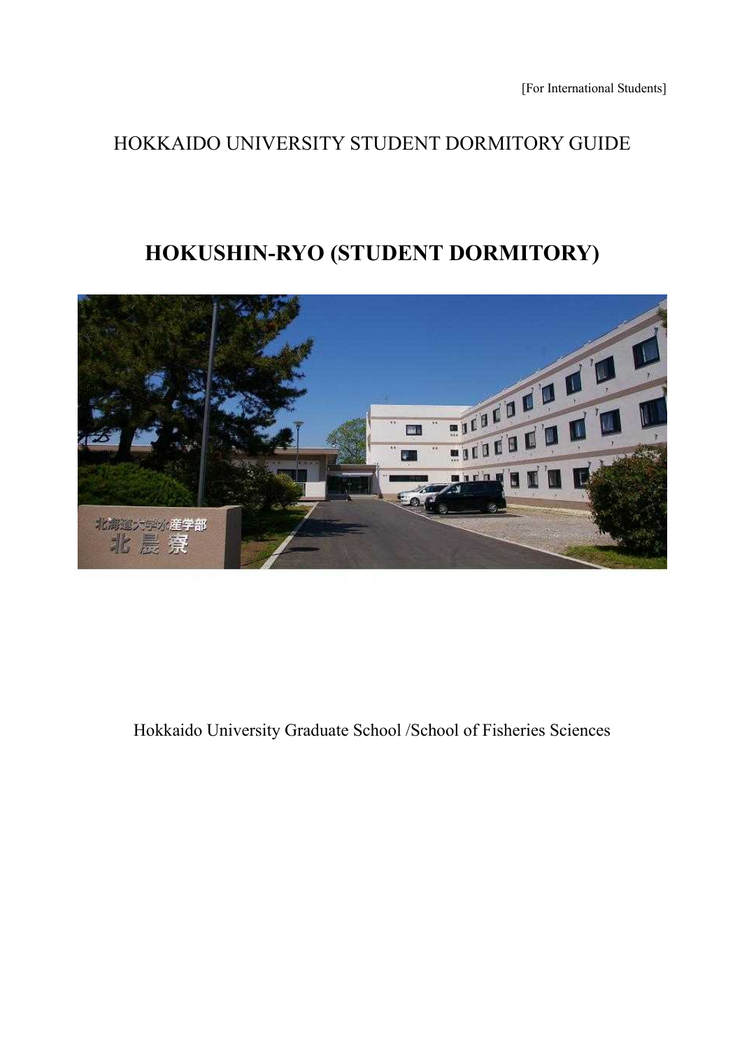[For International Students]

HOKKAIDO UNIVERSITY STUDENT DORMITORY GUIDE

# HOKUSHIN-RYO (STUDENT DORMITORY)

Hokkaido University Graduate School /School of Fisheries Sciences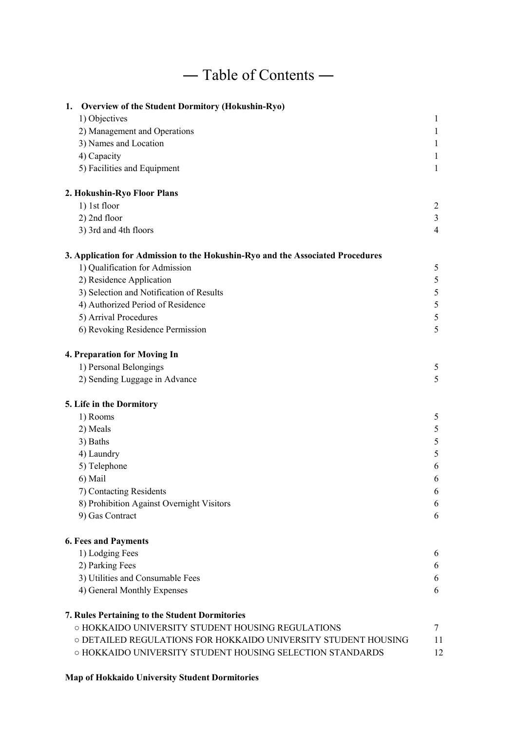# — Table of Contents —

**1. Overview of the Student Dormitory (Hokushin-Ryo)**

| | |
|---|---|
| 1) Objectives | 1 |
| 2) Management and Operations | 1 |
| 3) Names and Location | 1 |
| 4) Capacity | 1 |
| 5) Facilities and Equipment | 1 |

**2. Hokushin-Ryo Floor Plans**

| | |
|---|---|
| 1) 1st floor | 2 |
| 2) 2nd floor | 3 |
| 3) 3rd and 4th floors | 4 |

**3. Application for Admission to the Hokushin-Ryo and the Associated Procedures**

| | |
|---|---|
| 1) Qualification for Admission | 5 |
| 2) Residence Application | 5 |
| 3) Selection and Notification of Results | 5 |
| 4) Authorized Period of Residence | 5 |
| 5) Arrival Procedures | 5 |
| 6) Revoking Residence Permission | 5 |

**4. Preparation for Moving In**

| | |
|---|---|
| 1) Personal Belongings | 5 |
| 2) Sending Luggage in Advance | 5 |

**5. Life in the Dormitory**

| | |
|---|---|
| 1) Rooms | 5 |
| 2) Meals | 5 |
| 3) Baths | 5 |
| 4) Laundry | 5 |
| 5) Telephone | 6 |
| 6) Mail | 6 |
| 7) Contacting Residents | 6 |
| 8) Prohibition Against Overnight Visitors | 6 |
| 9) Gas Contract | 6 |

**6. Fees and Payments**

| | |
|---|---|
| 1) Lodging Fees | 6 |
| 2) Parking Fees | 6 |
| 3) Utilities and Consumable Fees | 6 |
| 4) General Monthly Expenses | 6 |

**7. Rules Pertaining to the Student Dormitories**

| | |
|---|---|
| ○ HOKKAIDO UNIVERSITY STUDENT HOUSING REGULATIONS | 7 |
| ○ DETAILED REGULATIONS FOR HOKKAIDO UNIVERSITY STUDENT HOUSING | 11 |
| ○ HOKKAIDO UNIVERSITY STUDENT HOUSING SELECTION STANDARDS | 12 |

**Map of Hokkaido University Student Dormitories**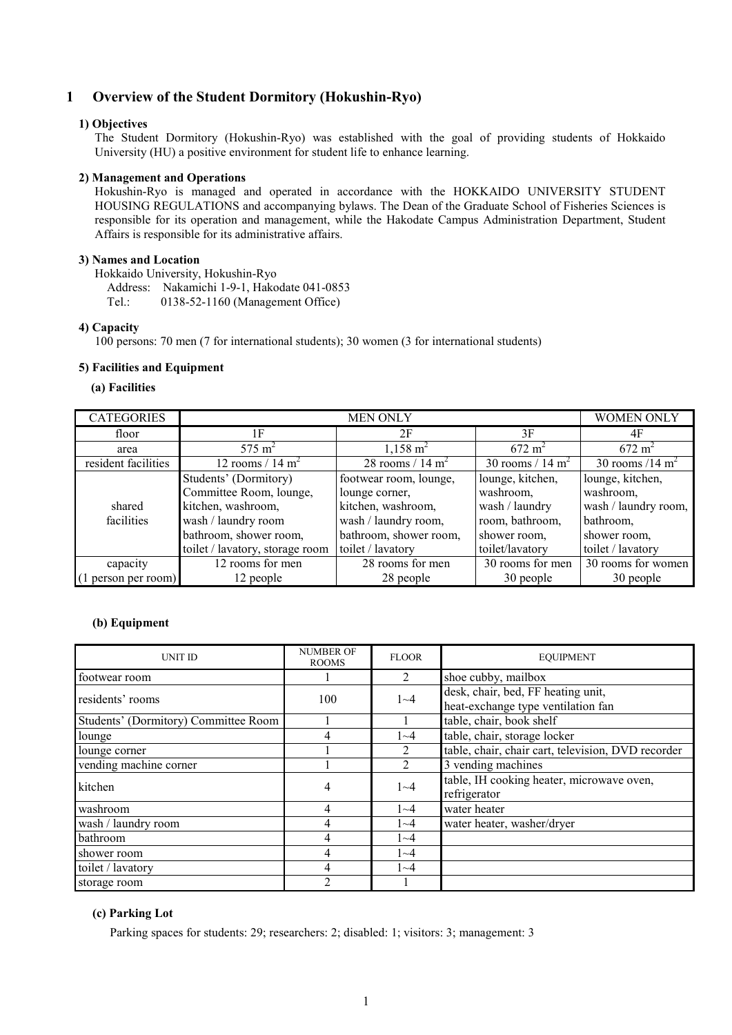# 1 Overview of the Student Dormitory (Hokushin-Ryo)

### 1) Objectives

The Student Dormitory (Hokushin-Ryo) was established with the goal of providing students of Hokkaido University (HU) a positive environment for student life to enhance learning.

### 2) Management and Operations

Hokushin-Ryo is managed and operated in accordance with the HOKKAIDO UNIVERSITY STUDENT HOUSING REGULATIONS and accompanying bylaws. The Dean of the Graduate School of Fisheries Sciences is responsible for its operation and management, while the Hakodate Campus Administration Department, Student Affairs is responsible for its administrative affairs.

### 3) Names and Location

Hokkaido University, Hokushin-Ryo

Address: Nakamichi 1-9-1, Hakodate 041-0853

Tel.: 0138-52-1160 (Management Office)

### 4) Capacity

100 persons: 70 men (7 for international students); 30 women (3 for international students)

### 5) Facilities and Equipment

#### (a) Facilities

| CATEGORIES | MEN ONLY | | | WOMEN ONLY |
|---|---|---|---|---|
| floor | 1F | 2F | 3F | 4F |
| area | 575 $m^2$ | 1,158 $m^2$ | 672 $m^2$ | 672 $m^2$ |
| resident facilities | 12 rooms / 14 $m^2$ | 28 rooms / 14 $m^2$ | 30 rooms / 14 $m^2$ | 30 rooms /14 $m^2$ |
| shared facilities | Students' (Dormitory) Committee Room, lounge, kitchen, washroom, wash / laundry room bathroom, shower room, toilet / lavatory, storage room | footwear room, lounge, lounge corner, kitchen, washroom, wash / laundry room, bathroom, shower room, toilet / lavatory | lounge, kitchen, washroom, wash / laundry room, bathroom, shower room, toilet/lavatory | lounge, kitchen, washroom, wash / laundry room, bathroom, shower room, toilet / lavatory |
| capacity (1 person per room) | 12 rooms for men 12 people | 28 rooms for men 28 people | 30 rooms for men 30 people | 30 rooms for women 30 people |

#### (b) Equipment

| UNIT ID | NUMBER OF ROOMS | FLOOR | EQUIPMENT |
|---|---|---|---|
| footwear room | 1 | 2 | shoe cubby, mailbox |
| residents' rooms | 100 | 1~4 | desk, chair, bed, FF heating unit, heat-exchange type ventilation fan |
| Students' (Dormitory) Committee Room | 1 | 1 | table, chair, book shelf |
| lounge | 4 | 1~4 | table, chair, storage locker |
| lounge corner | 1 | 2 | table, chair, chair cart, television, DVD recorder |
| vending machine corner | 1 | 2 | 3 vending machines |
| kitchen | 4 | 1~4 | table, IH cooking heater, microwave oven, refrigerator |
| washroom | 4 | 1~4 | water heater |
| wash / laundry room | 4 | 1~4 | water heater, washer/dryer |
| bathroom | 4 | 1~4 | |
| shower room | 4 | 1~4 | |
| toilet / lavatory | 4 | 1~4 | |
| storage room | 2 | 1 | |

#### (c) Parking Lot

Parking spaces for students: 29; researchers: 2; disabled: 1; visitors: 3; management: 3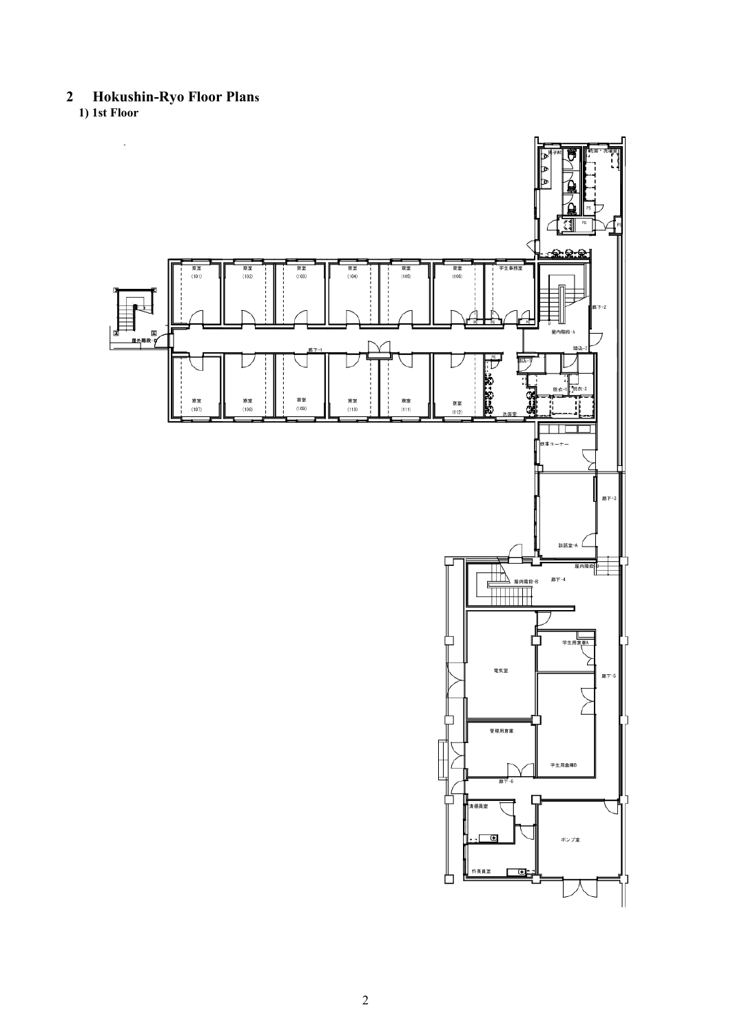## 2 Hokushin-Ryo Floor Plans

### 1) 1st Floor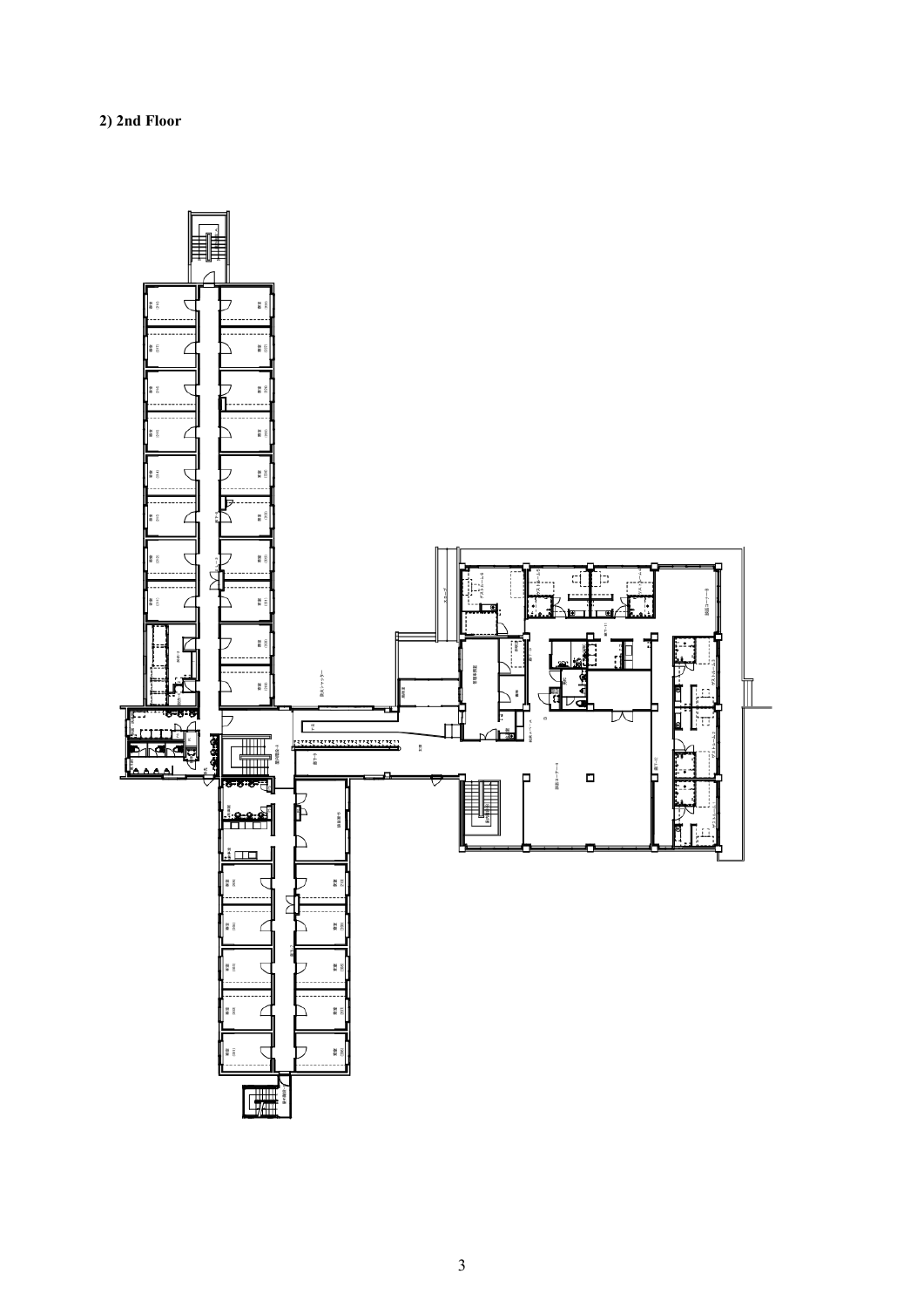**2) 2nd Floor**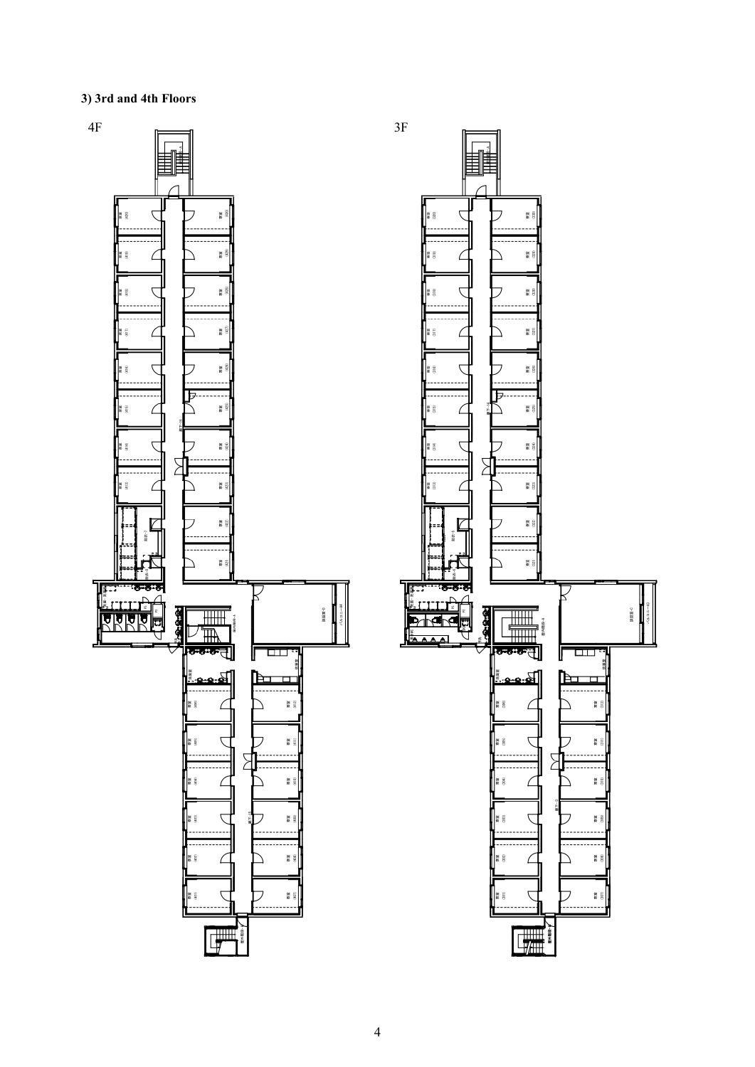### 3) 3rd and 4th Floors

4F

3F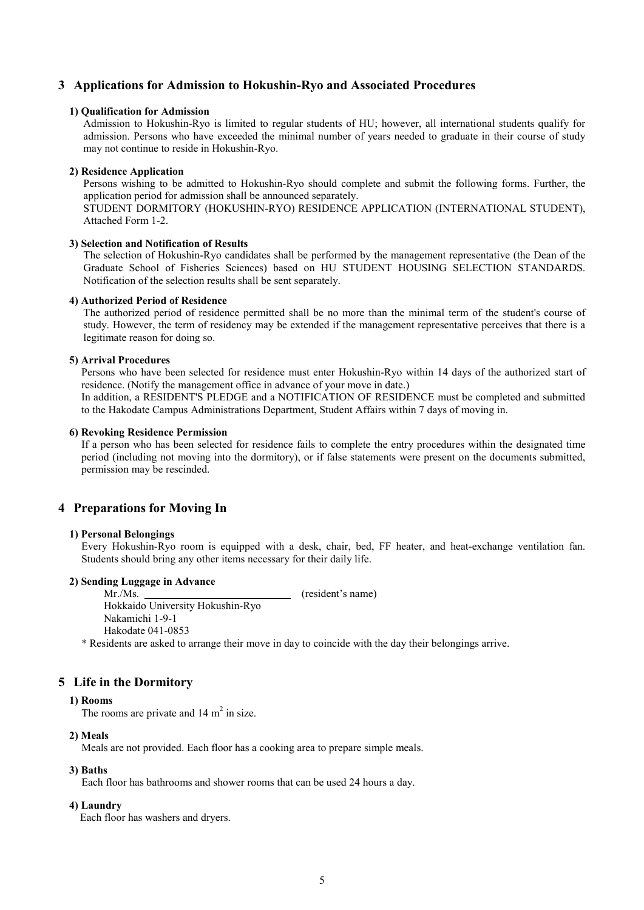## 3 Applications for Admission to Hokushin-Ryo and Associated Procedures

### 1) Qualification for Admission

Admission to Hokushin-Ryo is limited to regular students of HU; however, all international students qualify for admission. Persons who have exceeded the minimal number of years needed to graduate in their course of study may not continue to reside in Hokushin-Ryo.

### 2) Residence Application

Persons wishing to be admitted to Hokushin-Ryo should complete and submit the following forms. Further, the application period for admission shall be announced separately.

STUDENT DORMITORY (HOKUSHIN-RYO) RESIDENCE APPLICATION (INTERNATIONAL STUDENT), Attached Form 1-2.

### 3) Selection and Notification of Results

The selection of Hokushin-Ryo candidates shall be performed by the management representative (the Dean of the Graduate School of Fisheries Sciences) based on HU STUDENT HOUSING SELECTION STANDARDS. Notification of the selection results shall be sent separately.

### 4) Authorized Period of Residence

The authorized period of residence permitted shall be no more than the minimal term of the student's course of study. However, the term of residency may be extended if the management representative perceives that there is a legitimate reason for doing so.

### 5) Arrival Procedures

Persons who have been selected for residence must enter Hokushin-Ryo within 14 days of the authorized start of residence. (Notify the management office in advance of your move in date.)

In addition, a RESIDENT'S PLEDGE and a NOTIFICATION OF RESIDENCE must be completed and submitted to the Hakodate Campus Administrations Department, Student Affairs within 7 days of moving in.

### 6) Revoking Residence Permission

If a person who has been selected for residence fails to complete the entry procedures within the designated time period (including not moving into the dormitory), or if false statements were present on the documents submitted, permission may be rescinded.

## 4 Preparations for Moving In

### 1) Personal Belongings

Every Hokushin-Ryo room is equipped with a desk, chair, bed, FF heater, and heat-exchange ventilation fan. Students should bring any other items necessary for their daily life.

### 2) Sending Luggage in Advance

Mr./Ms. ____________________ (resident's name)
Hokkaido University Hokushin-Ryo
Nakamichi 1-9-1
Hakodate 041-0853

\* Residents are asked to arrange their move in day to coincide with the day their belongings arrive.

## 5 Life in the Dormitory

### 1) Rooms

The rooms are private and 14 $m^2$ in size.

### 2) Meals

Meals are not provided. Each floor has a cooking area to prepare simple meals.

### 3) Baths

Each floor has bathrooms and shower rooms that can be used 24 hours a day.

### 4) Laundry

Each floor has washers and dryers.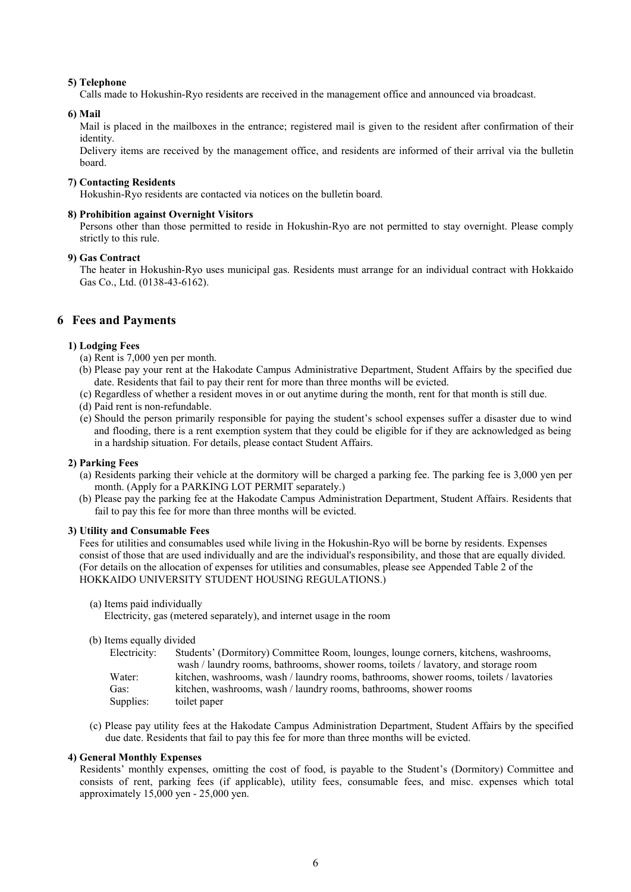**5) Telephone**

Calls made to Hokushin-Ryo residents are received in the management office and announced via broadcast.

**6) Mail**

Mail is placed in the mailboxes in the entrance; registered mail is given to the resident after confirmation of their identity.

Delivery items are received by the management office, and residents are informed of their arrival via the bulletin board.

**7) Contacting Residents**

Hokushin-Ryo residents are contacted via notices on the bulletin board.

**8) Prohibition against Overnight Visitors**

Persons other than those permitted to reside in Hokushin-Ryo are not permitted to stay overnight. Please comply strictly to this rule.

**9) Gas Contract**

The heater in Hokushin-Ryo uses municipal gas. Residents must arrange for an individual contract with Hokkaido Gas Co., Ltd. (0138-43-6162).

## 6 Fees and Payments

**1) Lodging Fees**

(a) Rent is 7,000 yen per month.

(b) Please pay your rent at the Hakodate Campus Administrative Department, Student Affairs by the specified due date. Residents that fail to pay their rent for more than three months will be evicted.

(c) Regardless of whether a resident moves in or out anytime during the month, rent for that month is still due.

(d) Paid rent is non-refundable.

(e) Should the person primarily responsible for paying the student's school expenses suffer a disaster due to wind and flooding, there is a rent exemption system that they could be eligible for if they are acknowledged as being in a hardship situation. For details, please contact Student Affairs.

**2) Parking Fees**

(a) Residents parking their vehicle at the dormitory will be charged a parking fee. The parking fee is 3,000 yen per month. (Apply for a PARKING LOT PERMIT separately.)

(b) Please pay the parking fee at the Hakodate Campus Administration Department, Student Affairs. Residents that fail to pay this fee for more than three months will be evicted.

**3) Utility and Consumable Fees**

Fees for utilities and consumables used while living in the Hokushin-Ryo will be borne by residents. Expenses consist of those that are used individually and are the individual's responsibility, and those that are equally divided. (For details on the allocation of expenses for utilities and consumables, please see Appended Table 2 of the HOKKAIDO UNIVERSITY STUDENT HOUSING REGULATIONS.)

(a) Items paid individually

Electricity, gas (metered separately), and internet usage in the room

(b) Items equally divided

| | |
|---|---|
| Electricity: | Students' (Dormitory) Committee Room, lounges, lounge corners, kitchens, washrooms, wash / laundry rooms, bathrooms, shower rooms, toilets / lavatory, and storage room |
| Water: | kitchen, washrooms, wash / laundry rooms, bathrooms, shower rooms, toilets / lavatories |
| Gas: | kitchen, washrooms, wash / laundry rooms, bathrooms, shower rooms |
| Supplies: | toilet paper |

(c) Please pay utility fees at the Hakodate Campus Administration Department, Student Affairs by the specified due date. Residents that fail to pay this fee for more than three months will be evicted.

**4) General Monthly Expenses**

Residents' monthly expenses, omitting the cost of food, is payable to the Student's (Dormitory) Committee and consists of rent, parking fees (if applicable), utility fees, consumable fees, and misc. expenses which total approximately 15,000 yen - 25,000 yen.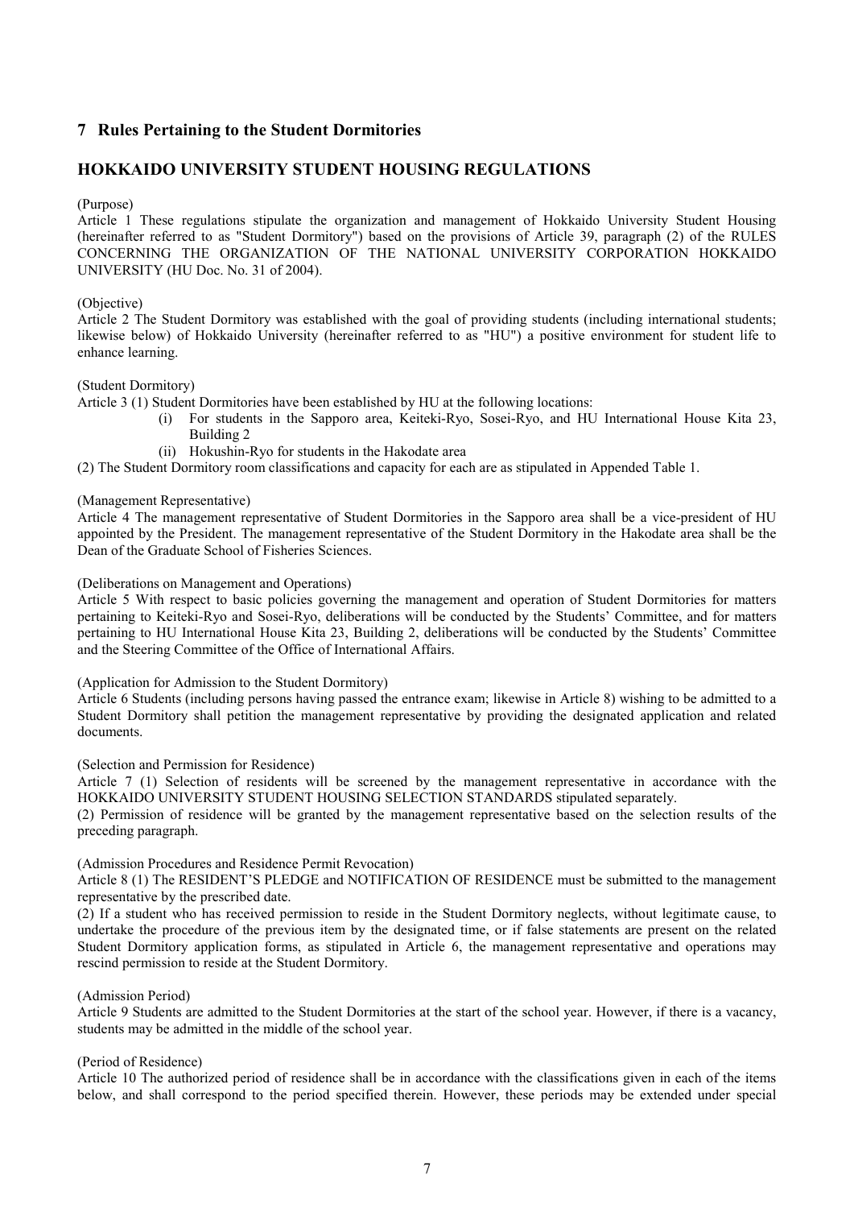## 7 Rules Pertaining to the Student Dormitories

## HOKKAIDO UNIVERSITY STUDENT HOUSING REGULATIONS

(Purpose)
Article 1 These regulations stipulate the organization and management of Hokkaido University Student Housing (hereinafter referred to as "Student Dormitory") based on the provisions of Article 39, paragraph (2) of the RULES CONCERNING THE ORGANIZATION OF THE NATIONAL UNIVERSITY CORPORATION HOKKAIDO UNIVERSITY (HU Doc. No. 31 of 2004).

(Objective)
Article 2 The Student Dormitory was established with the goal of providing students (including international students; likewise below) of Hokkaido University (hereinafter referred to as "HU") a positive environment for student life to enhance learning.

(Student Dormitory)
Article 3 (1) Student Dormitories have been established by HU at the following locations:

- (i) For students in the Sapporo area, Keiteki-Ryo, Sosei-Ryo, and HU International House Kita 23, Building 2
- (ii) Hokushin-Ryo for students in the Hakodate area

(2) The Student Dormitory room classifications and capacity for each are as stipulated in Appended Table 1.

(Management Representative)
Article 4 The management representative of Student Dormitories in the Sapporo area shall be a vice-president of HU appointed by the President. The management representative of the Student Dormitory in the Hakodate area shall be the Dean of the Graduate School of Fisheries Sciences.

(Deliberations on Management and Operations)
Article 5 With respect to basic policies governing the management and operation of Student Dormitories for matters pertaining to Keiteki-Ryo and Sosei-Ryo, deliberations will be conducted by the Students' Committee, and for matters pertaining to HU International House Kita 23, Building 2, deliberations will be conducted by the Students' Committee and the Steering Committee of the Office of International Affairs.

(Application for Admission to the Student Dormitory)
Article 6 Students (including persons having passed the entrance exam; likewise in Article 8) wishing to be admitted to a Student Dormitory shall petition the management representative by providing the designated application and related documents.

(Selection and Permission for Residence)
Article 7 (1) Selection of residents will be screened by the management representative in accordance with the HOKKAIDO UNIVERSITY STUDENT HOUSING SELECTION STANDARDS stipulated separately.
(2) Permission of residence will be granted by the management representative based on the selection results of the preceding paragraph.

(Admission Procedures and Residence Permit Revocation)
Article 8 (1) The RESIDENT'S PLEDGE and NOTIFICATION OF RESIDENCE must be submitted to the management representative by the prescribed date.
(2) If a student who has received permission to reside in the Student Dormitory neglects, without legitimate cause, to undertake the procedure of the previous item by the designated time, or if false statements are present on the related Student Dormitory application forms, as stipulated in Article 6, the management representative and operations may rescind permission to reside at the Student Dormitory.

(Admission Period)
Article 9 Students are admitted to the Student Dormitories at the start of the school year. However, if there is a vacancy, students may be admitted in the middle of the school year.

(Period of Residence)
Article 10 The authorized period of residence shall be in accordance with the classifications given in each of the items below, and shall correspond to the period specified therein. However, these periods may be extended under special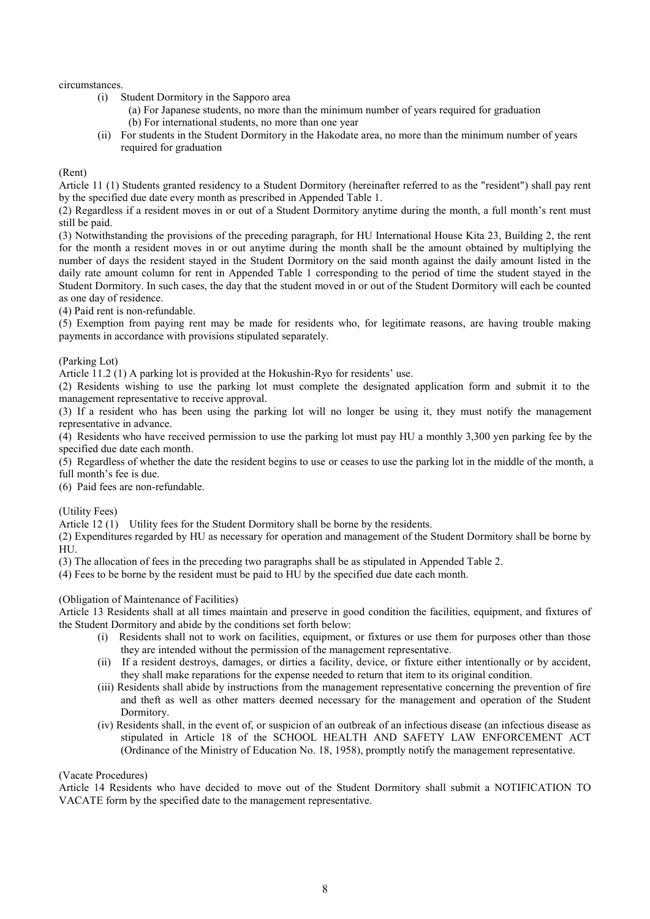circumstances.

(i) Student Dormitory in the Sapporo area
   (a) For Japanese students, no more than the minimum number of years required for graduation
   (b) For international students, no more than one year

(ii) For students in the Student Dormitory in the Hakodate area, no more than the minimum number of years required for graduation

(Rent)

Article 11 (1) Students granted residency to a Student Dormitory (hereinafter referred to as the "resident") shall pay rent by the specified due date every month as prescribed in Appended Table 1.

(2) Regardless if a resident moves in or out of a Student Dormitory anytime during the month, a full month's rent must still be paid.

(3) Notwithstanding the provisions of the preceding paragraph, for HU International House Kita 23, Building 2, the rent for the month a resident moves in or out anytime during the month shall be the amount obtained by multiplying the number of days the resident stayed in the Student Dormitory on the said month against the daily amount listed in the daily rate amount column for rent in Appended Table 1 corresponding to the period of time the student stayed in the Student Dormitory. In such cases, the day that the student moved in or out of the Student Dormitory will each be counted as one day of residence.

(4) Paid rent is non-refundable.

(5) Exemption from paying rent may be made for residents who, for legitimate reasons, are having trouble making payments in accordance with provisions stipulated separately.

(Parking Lot)

Article 11.2 (1) A parking lot is provided at the Hokushin-Ryo for residents' use.

(2) Residents wishing to use the parking lot must complete the designated application form and submit it to the management representative to receive approval.

(3) If a resident who has been using the parking lot will no longer be using it, they must notify the management representative in advance.

(4) Residents who have received permission to use the parking lot must pay HU a monthly 3,300 yen parking fee by the specified due date each month.

(5) Regardless of whether the date the resident begins to use or ceases to use the parking lot in the middle of the month, a full month's fee is due.

(6) Paid fees are non-refundable.

(Utility Fees)

Article 12 (1) Utility fees for the Student Dormitory shall be borne by the residents.

(2) Expenditures regarded by HU as necessary for operation and management of the Student Dormitory shall be borne by HU.

(3) The allocation of fees in the preceding two paragraphs shall be as stipulated in Appended Table 2.

(4) Fees to be borne by the resident must be paid to HU by the specified due date each month.

(Obligation of Maintenance of Facilities)

Article 13 Residents shall at all times maintain and preserve in good condition the facilities, equipment, and fixtures of the Student Dormitory and abide by the conditions set forth below:

(i) Residents shall not to work on facilities, equipment, or fixtures or use them for purposes other than those they are intended without the permission of the management representative.

(ii) If a resident destroys, damages, or dirties a facility, device, or fixture either intentionally or by accident, they shall make reparations for the expense needed to return that item to its original condition.

(iii) Residents shall abide by instructions from the management representative concerning the prevention of fire and theft as well as other matters deemed necessary for the management and operation of the Student Dormitory.

(iv) Residents shall, in the event of, or suspicion of an outbreak of an infectious disease (an infectious disease as stipulated in Article 18 of the SCHOOL HEALTH AND SAFETY LAW ENFORCEMENT ACT (Ordinance of the Ministry of Education No. 18, 1958), promptly notify the management representative.

(Vacate Procedures)

Article 14 Residents who have decided to move out of the Student Dormitory shall submit a NOTIFICATION TO VACATE form by the specified date to the management representative.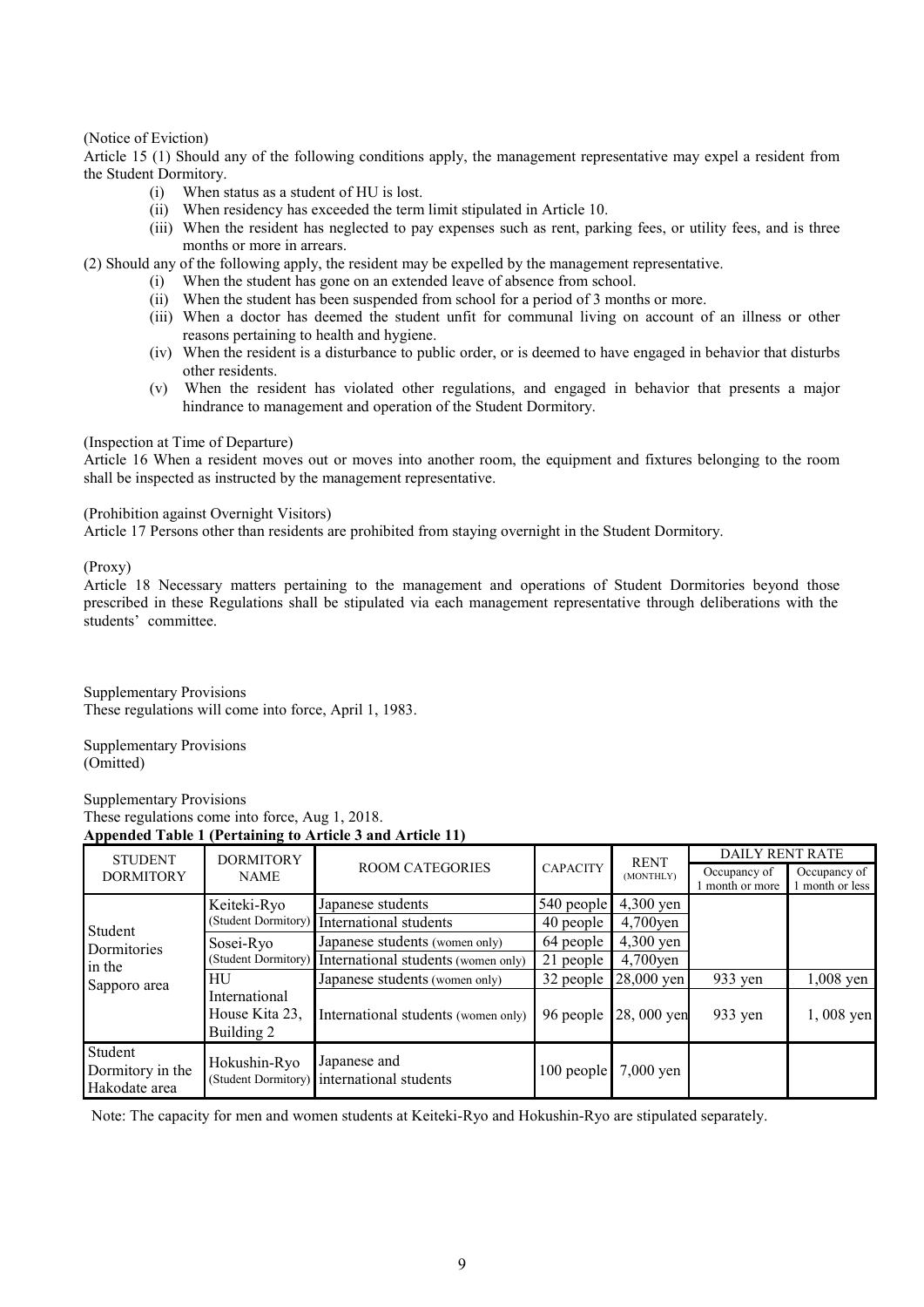(Notice of Eviction)

Article 15 (1) Should any of the following conditions apply, the management representative may expel a resident from the Student Dormitory.

(i) When status as a student of HU is lost.

(ii) When residency has exceeded the term limit stipulated in Article 10.

(iii) When the resident has neglected to pay expenses such as rent, parking fees, or utility fees, and is three months or more in arrears.

(2) Should any of the following apply, the resident may be expelled by the management representative.

(i) When the student has gone on an extended leave of absence from school.

(ii) When the student has been suspended from school for a period of 3 months or more.

(iii) When a doctor has deemed the student unfit for communal living on account of an illness or other reasons pertaining to health and hygiene.

(iv) When the resident is a disturbance to public order, or is deemed to have engaged in behavior that disturbs other residents.

(v) When the resident has violated other regulations, and engaged in behavior that presents a major hindrance to management and operation of the Student Dormitory.

(Inspection at Time of Departure)

Article 16 When a resident moves out or moves into another room, the equipment and fixtures belonging to the room shall be inspected as instructed by the management representative.

(Prohibition against Overnight Visitors)

Article 17 Persons other than residents are prohibited from staying overnight in the Student Dormitory.

(Proxy)

Article 18 Necessary matters pertaining to the management and operations of Student Dormitories beyond those prescribed in these Regulations shall be stipulated via each management representative through deliberations with the students' committee.

Supplementary Provisions

These regulations will come into force, April 1, 1983.

Supplementary Provisions

(Omitted)

Supplementary Provisions

These regulations come into force, Aug 1, 2018.

**Appended Table 1 (Pertaining to Article 3 and Article 11)**

| STUDENT DORMITORY | DORMITORY NAME | ROOM CATEGORIES | CAPACITY | RENT (MONTHLY) | DAILY RENT RATE | |
|---|---|---|---|---|---|---|
| | | | | | Occupancy of 1 month or more | Occupancy of 1 month or less |
| Student Dormitories in the Sapporo area | Keiteki-Ryo (Student Dormitory) | Japanese students | 540 people | 4,300 yen | | |
| | | International students | 40 people | 4,700yen | | |
| | Sosei-Ryo (Student Dormitory) | Japanese students (women only) | 64 people | 4,300 yen | | |
| | | International students (women only) | 21 people | 4,700yen | | |
| | HU International House Kita 23, Building 2 | Japanese students (women only) | 32 people | 28,000 yen | 933 yen | 1,008 yen |
| | | International students (women only) | 96 people | 28, 000 yen | 933 yen | 1, 008 yen |
| Student Dormitory in the Hakodate area | Hokushin-Ryo (Student Dormitory) | Japanese and international students | 100 people | 7,000 yen | | |

Note: The capacity for men and women students at Keiteki-Ryo and Hokushin-Ryo are stipulated separately.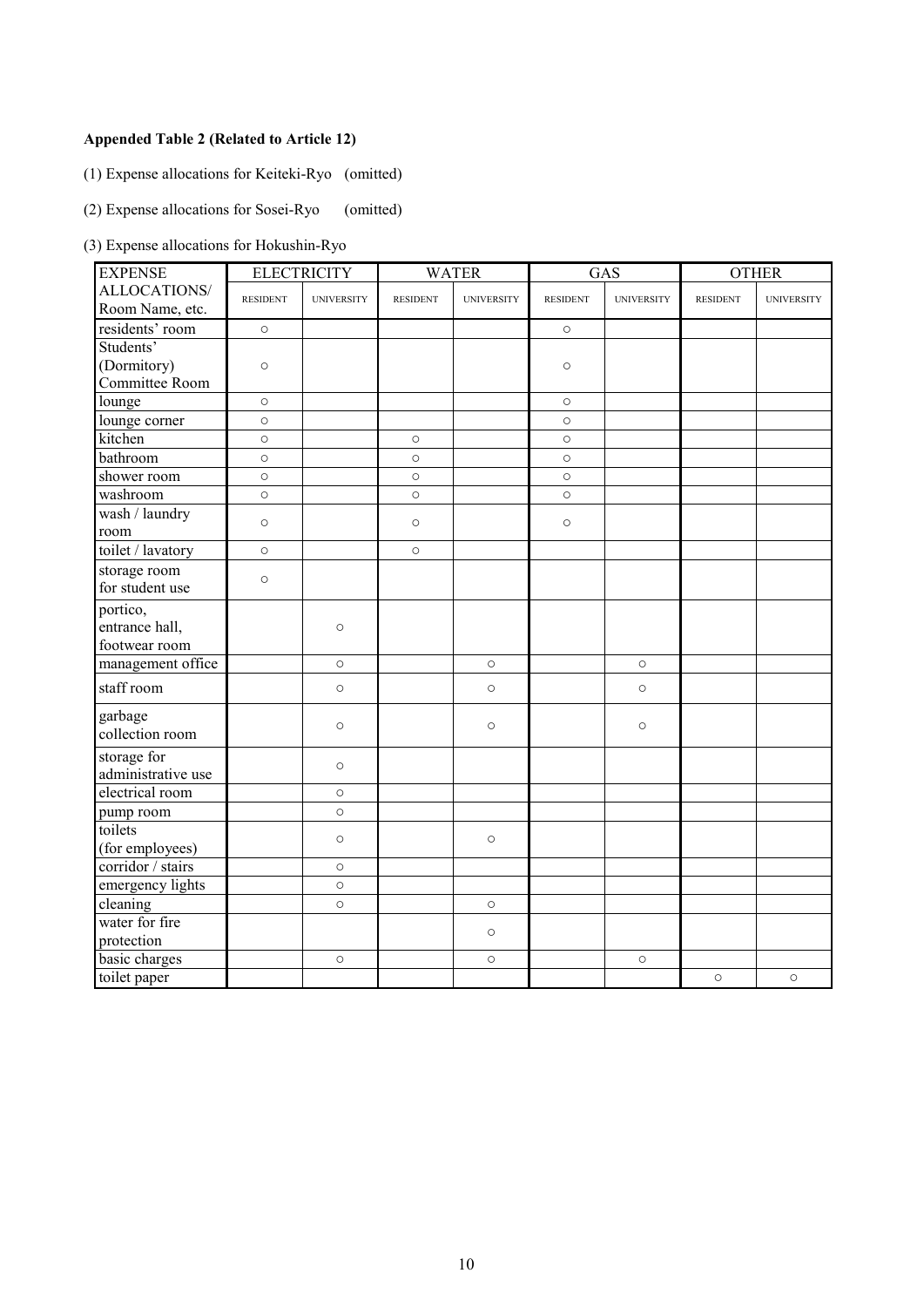**Appended Table 2 (Related to Article 12)**

(1) Expense allocations for Keiteki-Ryo (omitted)

(2) Expense allocations for Sosei-Ryo (omitted)

(3) Expense allocations for Hokushin-Ryo

| EXPENSE ALLOCATIONS/ Room Name, etc. | ELECTRICITY | | WATER | | GAS | | OTHER | |
|---|---|---|---|---|---|---|---|---|
| | RESIDENT | UNIVERSITY | RESIDENT | UNIVERSITY | RESIDENT | UNIVERSITY | RESIDENT | UNIVERSITY |
| residents' room | ○ | | | | ○ | | | |
| Students' (Dormitory) Committee Room | ○ | | | | ○ | | | |
| lounge | ○ | | | | ○ | | | |
| lounge corner | ○ | | | | ○ | | | |
| kitchen | ○ | | ○ | | ○ | | | |
| bathroom | ○ | | ○ | | ○ | | | |
| shower room | ○ | | ○ | | ○ | | | |
| washroom | ○ | | ○ | | ○ | | | |
| wash / laundry room | ○ | | ○ | | ○ | | | |
| toilet / lavatory | ○ | | ○ | | | | | |
| storage room for student use | ○ | | | | | | | |
| portico, entrance hall, footwear room | | ○ | | | | | | |
| management office | | ○ | | ○ | | ○ | | |
| staff room | | ○ | | ○ | | ○ | | |
| garbage collection room | | ○ | | ○ | | ○ | | |
| storage for administrative use | | ○ | | | | | | |
| electrical room | | ○ | | | | | | |
| pump room | | ○ | | | | | | |
| toilets (for employees) | | ○ | | ○ | | | | |
| corridor / stairs | | ○ | | | | | | |
| emergency lights | | ○ | | | | | | |
| cleaning | | ○ | | ○ | | | | |
| water for fire protection | | | | ○ | | | | |
| basic charges | | ○ | | ○ | | ○ | | |
| toilet paper | | | | | | | ○ | ○ |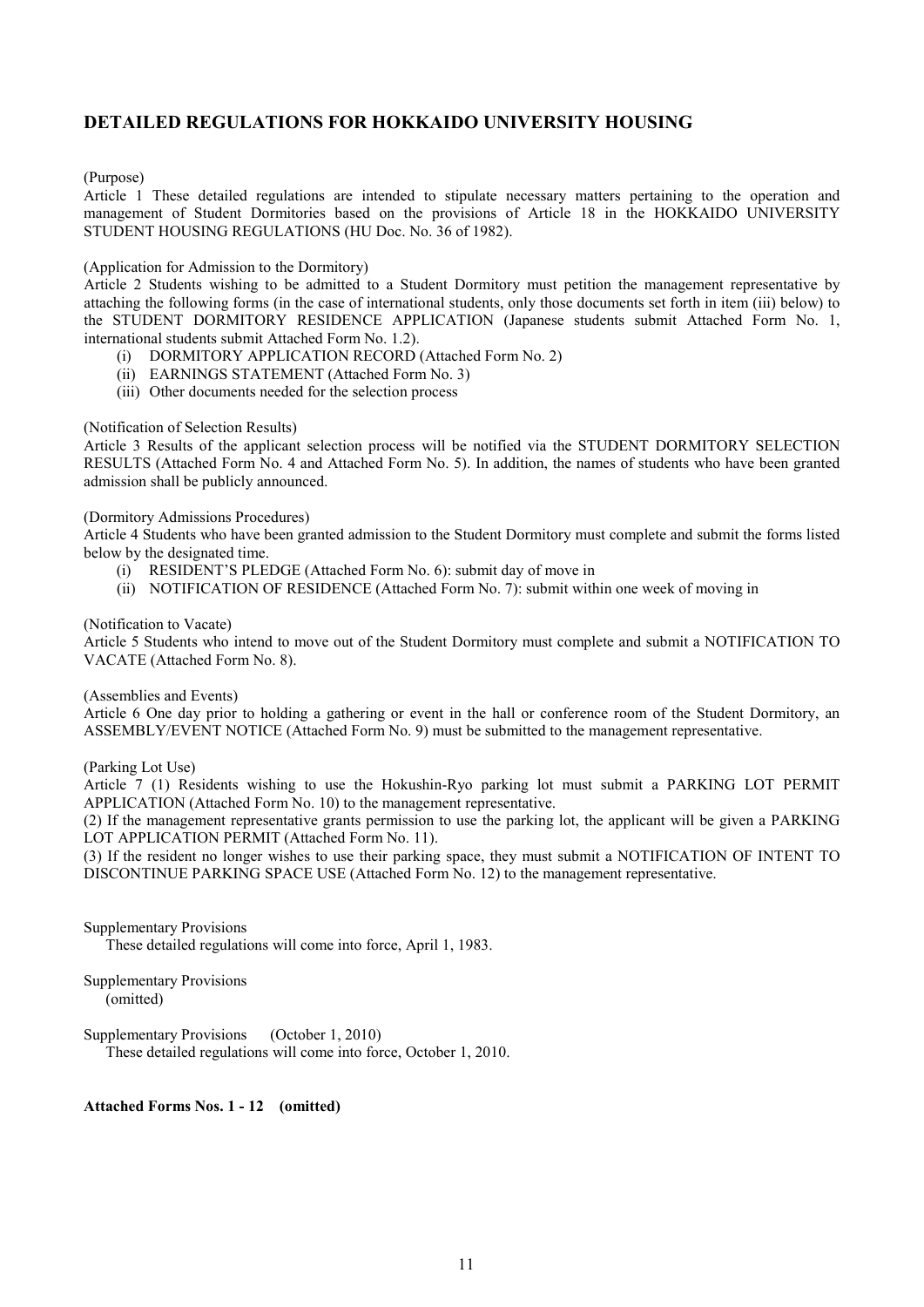## DETAILED REGULATIONS FOR HOKKAIDO UNIVERSITY HOUSING

(Purpose)

Article 1 These detailed regulations are intended to stipulate necessary matters pertaining to the operation and management of Student Dormitories based on the provisions of Article 18 in the HOKKAIDO UNIVERSITY STUDENT HOUSING REGULATIONS (HU Doc. No. 36 of 1982).

(Application for Admission to the Dormitory)

Article 2 Students wishing to be admitted to a Student Dormitory must petition the management representative by attaching the following forms (in the case of international students, only those documents set forth in item (iii) below) to the STUDENT DORMITORY RESIDENCE APPLICATION (Japanese students submit Attached Form No. 1, international students submit Attached Form No. 1.2).

- (i) DORMITORY APPLICATION RECORD (Attached Form No. 2)
- (ii) EARNINGS STATEMENT (Attached Form No. 3)
- (iii) Other documents needed for the selection process

(Notification of Selection Results)

Article 3 Results of the applicant selection process will be notified via the STUDENT DORMITORY SELECTION RESULTS (Attached Form No. 4 and Attached Form No. 5). In addition, the names of students who have been granted admission shall be publicly announced.

(Dormitory Admissions Procedures)

Article 4 Students who have been granted admission to the Student Dormitory must complete and submit the forms listed below by the designated time.

- (i) RESIDENT'S PLEDGE (Attached Form No. 6): submit day of move in
- (ii) NOTIFICATION OF RESIDENCE (Attached Form No. 7): submit within one week of moving in

(Notification to Vacate)

Article 5 Students who intend to move out of the Student Dormitory must complete and submit a NOTIFICATION TO VACATE (Attached Form No. 8).

(Assemblies and Events)

Article 6 One day prior to holding a gathering or event in the hall or conference room of the Student Dormitory, an ASSEMBLY/EVENT NOTICE (Attached Form No. 9) must be submitted to the management representative.

(Parking Lot Use)

Article 7 (1) Residents wishing to use the Hokushin-Ryo parking lot must submit a PARKING LOT PERMIT APPLICATION (Attached Form No. 10) to the management representative.

(2) If the management representative grants permission to use the parking lot, the applicant will be given a PARKING LOT APPLICATION PERMIT (Attached Form No. 11).

(3) If the resident no longer wishes to use their parking space, they must submit a NOTIFICATION OF INTENT TO DISCONTINUE PARKING SPACE USE (Attached Form No. 12) to the management representative.

Supplementary Provisions

These detailed regulations will come into force, April 1, 1983.

Supplementary Provisions

(omitted)

Supplementary Provisions (October 1, 2010)

These detailed regulations will come into force, October 1, 2010.

**Attached Forms Nos. 1 - 12 (omitted)**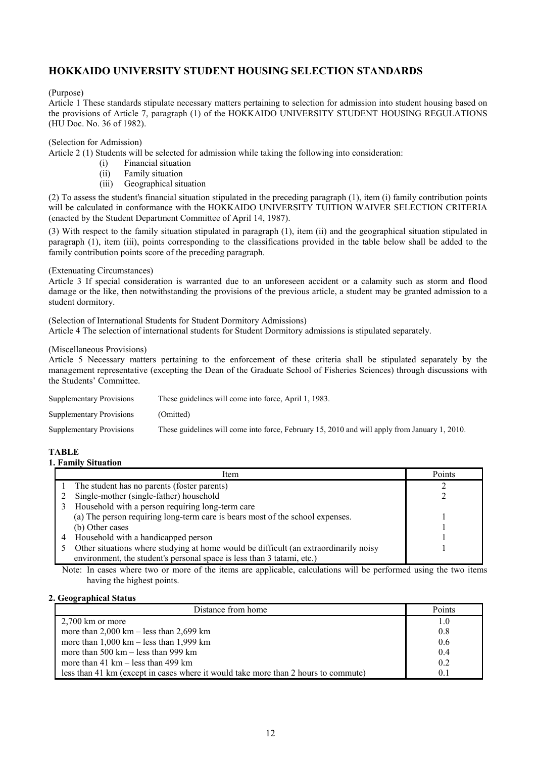## HOKKAIDO UNIVERSITY STUDENT HOUSING SELECTION STANDARDS

(Purpose)

Article 1 These standards stipulate necessary matters pertaining to selection for admission into student housing based on the provisions of Article 7, paragraph (1) of the HOKKAIDO UNIVERSITY STUDENT HOUSING REGULATIONS (HU Doc. No. 36 of 1982).

(Selection for Admission)

Article 2 (1) Students will be selected for admission while taking the following into consideration:

- (i) Financial situation
- (ii) Family situation
- (iii) Geographical situation

(2) To assess the student's financial situation stipulated in the preceding paragraph (1), item (i) family contribution points will be calculated in conformance with the HOKKAIDO UNIVERSITY TUITION WAIVER SELECTION CRITERIA (enacted by the Student Department Committee of April 14, 1987).

(3) With respect to the family situation stipulated in paragraph (1), item (ii) and the geographical situation stipulated in paragraph (1), item (iii), points corresponding to the classifications provided in the table below shall be added to the family contribution points score of the preceding paragraph.

(Extenuating Circumstances)

Article 3 If special consideration is warranted due to an unforeseen accident or a calamity such as storm and flood damage or the like, then notwithstanding the provisions of the previous article, a student may be granted admission to a student dormitory.

(Selection of International Students for Student Dormitory Admissions)

Article 4 The selection of international students for Student Dormitory admissions is stipulated separately.

(Miscellaneous Provisions)

Article 5 Necessary matters pertaining to the enforcement of these criteria shall be stipulated separately by the management representative (excepting the Dean of the Graduate School of Fisheries Sciences) through discussions with the Students' Committee.

| | |
|---|---|
| Supplementary Provisions | These guidelines will come into force, April 1, 1983. |
| Supplementary Provisions | (Omitted) |
| Supplementary Provisions | These guidelines will come into force, February 15, 2010 and will apply from January 1, 2010. |

**TABLE**

**1. Family Situation**

| Item | Points |
|---|---|
| 1 The student has no parents (foster parents) | 2 |
| 2 Single-mother (single-father) household | 2 |
| 3 Household with a person requiring long-term care | |
| (a) The person requiring long-term care is bears most of the school expenses. | 1 |
| (b) Other cases | 1 |
| 4 Household with a handicapped person | 1 |
| 5 Other situations where studying at home would be difficult (an extraordinarily noisy environment, the student's personal space is less than 3 tatami, etc.) | 1 |

Note: In cases where two or more of the items are applicable, calculations will be performed using the two items having the highest points.

**2. Geographical Status**

| Distance from home | Points |
|---|---|
| 2,700 km or more | 1.0 |
| more than 2,000 km – less than 2,699 km | 0.8 |
| more than 1,000 km – less than 1,999 km | 0.6 |
| more than 500 km – less than 999 km | 0.4 |
| more than 41 km – less than 499 km | 0.2 |
| less than 41 km (except in cases where it would take more than 2 hours to commute) | 0.1 |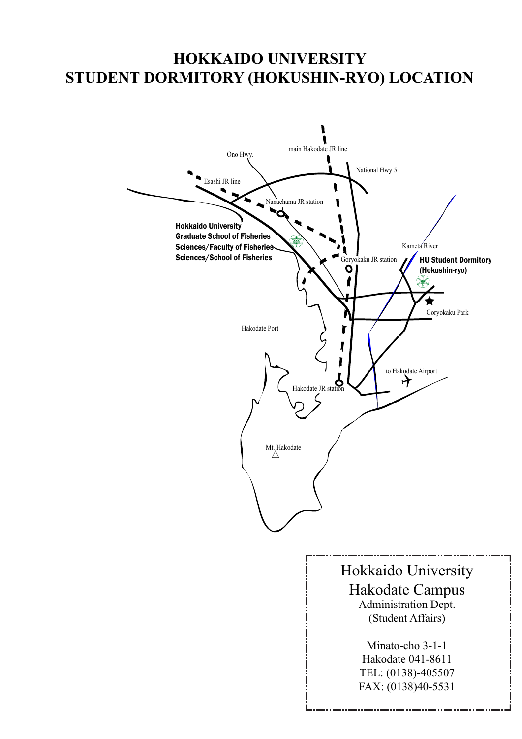# HOKKAIDO UNIVERSITY
# STUDENT DORMITORY (HOKUSHIN-RYO) LOCATION

main Hakodate JR line

Ono Hwy.

National Hwy 5

Esashi JR line

Nanaehama JR station

**Hokkaido University**
**Graduate School of Fisheries Sciences/Faculty of Fisheries Sciences/School of Fisheries**

Kameta River

Goryokaku JR station

**HU Student Dormitory (Hokushin-ryo)**

Goryokaku Park

Hakodate Port

to Hakodate Airport

Hakodate JR station

Mt. Hakodate

---

Hokkaido University
Hakodate Campus
Administration Dept.
(Student Affairs)

Minato-cho 3-1-1
Hakodate 041-8611
TEL: (0138)-405507
FAX: (0138)40-5531